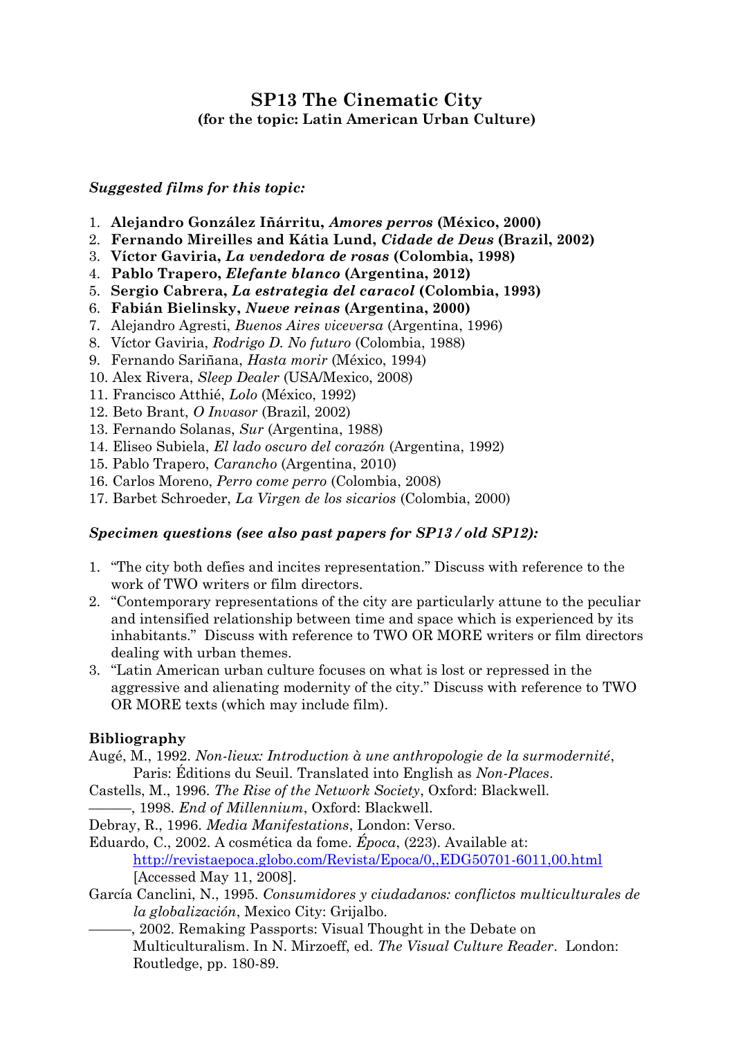# SP13 The Cinematic City

**(for the topic: Latin American Urban Culture)**

***Suggested films for this topic:***

1. **Alejandro González Iñárritu, *Amores perros* (México, 2000)**
2. **Fernando Mireilles and Kátia Lund, *Cidade de Deus* (Brazil, 2002)**
3. **Víctor Gaviria, *La vendedora de rosas* (Colombia, 1998)**
4. **Pablo Trapero, *Elefante blanco* (Argentina, 2012)**
5. **Sergio Cabrera, *La estrategia del caracol* (Colombia, 1993)**
6. **Fabián Bielinsky, *Nueve reinas* (Argentina, 2000)**
7. Alejandro Agresti, *Buenos Aires viceversa* (Argentina, 1996)
8. Víctor Gaviria, *Rodrigo D. No futuro* (Colombia, 1988)
9. Fernando Sariñana, *Hasta morir* (México, 1994)
10. Alex Rivera, *Sleep Dealer* (USA/Mexico, 2008)
11. Francisco Atthié, *Lolo* (México, 1992)
12. Beto Brant, *O Invasor* (Brazil, 2002)
13. Fernando Solanas, *Sur* (Argentina, 1988)
14. Eliseo Subiela, *El lado oscuro del corazón* (Argentina, 1992)
15. Pablo Trapero, *Carancho* (Argentina, 2010)
16. Carlos Moreno, *Perro come perro* (Colombia, 2008)
17. Barbet Schroeder, *La Virgen de los sicarios* (Colombia, 2000)

***Specimen questions (see also past papers for SP13 / old SP12):***

1. "The city both defies and incites representation." Discuss with reference to the work of TWO writers or film directors.
2. "Contemporary representations of the city are particularly attune to the peculiar and intensified relationship between time and space which is experienced by its inhabitants." Discuss with reference to TWO OR MORE writers or film directors dealing with urban themes.
3. "Latin American urban culture focuses on what is lost or repressed in the aggressive and alienating modernity of the city." Discuss with reference to TWO OR MORE texts (which may include film).

**Bibliography**

Augé, M., 1992. *Non-lieux: Introduction à une anthropologie de la surmodernité*, Paris: Éditions du Seuil. Translated into English as *Non-Places*.

Castells, M., 1996. *The Rise of the Network Society*, Oxford: Blackwell.

———, 1998. *End of Millennium*, Oxford: Blackwell.

Debray, R., 1996. *Media Manifestations*, London: Verso.

Eduardo, C., 2002. A cosmética da fome. *Época*, (223). Available at: http://revistaepoca.globo.com/Revista/Epoca/0,,EDG50701-6011,00.html [Accessed May 11, 2008].

García Canclini, N., 1995. *Consumidores y ciudadanos: conflictos multiculturales de la globalización*, Mexico City: Grijalbo.

———, 2002. Remaking Passports: Visual Thought in the Debate on Multiculturalism. In N. Mirzoeff, ed. *The Visual Culture Reader*. London: Routledge, pp. 180-89.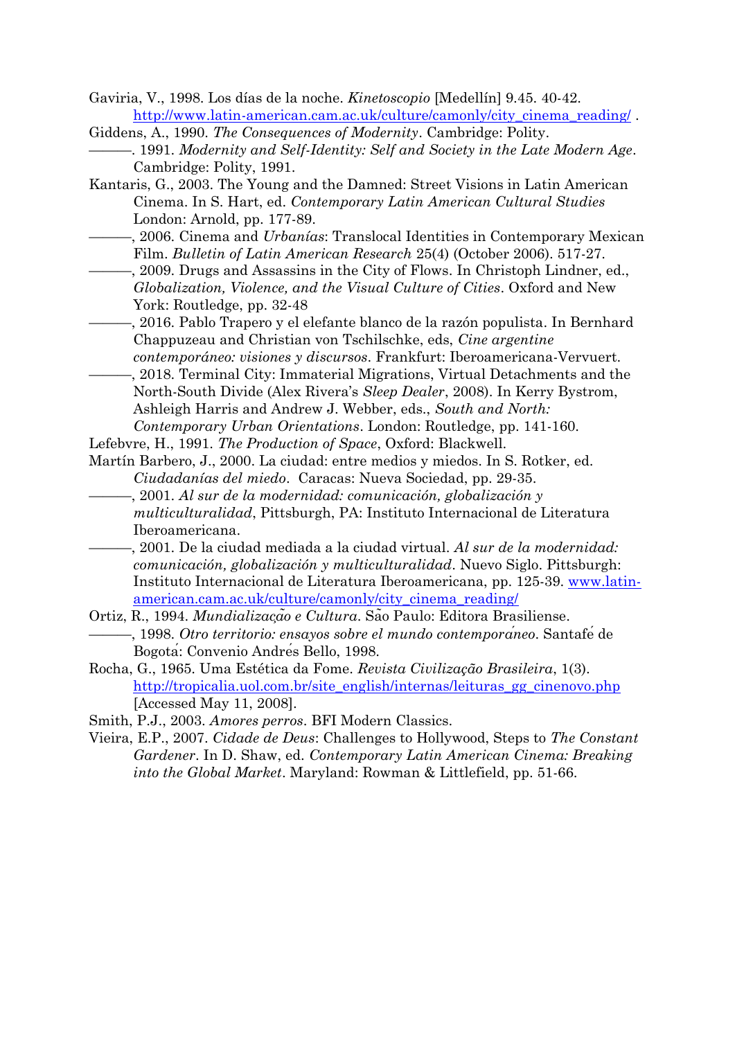Gaviria, V., 1998. Los días de la noche. *Kinetoscopio* [Medellín] 9.45. 40-42. http://www.latin-american.cam.ac.uk/culture/camonly/city_cinema_reading/ .

Giddens, A., 1990. *The Consequences of Modernity*. Cambridge: Polity.

———. 1991. *Modernity and Self-Identity: Self and Society in the Late Modern Age*. Cambridge: Polity, 1991.

Kantaris, G., 2003. The Young and the Damned: Street Visions in Latin American Cinema. In S. Hart, ed. *Contemporary Latin American Cultural Studies* London: Arnold, pp. 177-89.

———, 2006. Cinema and *Urbanías*: Translocal Identities in Contemporary Mexican Film. *Bulletin of Latin American Research* 25(4) (October 2006). 517-27.

———, 2009. Drugs and Assassins in the City of Flows. In Christoph Lindner, ed., *Globalization, Violence, and the Visual Culture of Cities*. Oxford and New York: Routledge, pp. 32-48

———, 2016. Pablo Trapero y el elefante blanco de la razón populista. In Bernhard Chappuzeau and Christian von Tschilschke, eds, *Cine argentine contemporáneo: visiones y discursos*. Frankfurt: Iberoamericana-Vervuert.

———, 2018. Terminal City: Immaterial Migrations, Virtual Detachments and the North-South Divide (Alex Rivera's *Sleep Dealer*, 2008). In Kerry Bystrom, Ashleigh Harris and Andrew J. Webber, eds., *South and North: Contemporary Urban Orientations*. London: Routledge, pp. 141-160.

Lefebvre, H., 1991. *The Production of Space*, Oxford: Blackwell.

Martín Barbero, J., 2000. La ciudad: entre medios y miedos. In S. Rotker, ed. *Ciudadanías del miedo*. Caracas: Nueva Sociedad, pp. 29-35.

———, 2001. *Al sur de la modernidad: comunicación, globalización y multiculturalidad*, Pittsburgh, PA: Instituto Internacional de Literatura Iberoamericana.

———, 2001. De la ciudad mediada a la ciudad virtual. *Al sur de la modernidad: comunicación, globalización y multiculturalidad*. Nuevo Siglo. Pittsburgh: Instituto Internacional de Literatura Iberoamericana, pp. 125-39. www.latin-american.cam.ac.uk/culture/camonly/city_cinema_reading/

Ortiz, R., 1994. *Mundialização e Cultura*. São Paulo: Editora Brasiliense.

———, 1998. *Otro territorio: ensayos sobre el mundo contemporáneo*. Santafé de Bogotá: Convenio Andrés Bello, 1998.

Rocha, G., 1965. Uma Estética da Fome. *Revista Civilização Brasileira*, 1(3). http://tropicalia.uol.com.br/site_english/internas/leituras_gg_cinenovo.php [Accessed May 11, 2008].

Smith, P.J., 2003. *Amores perros*. BFI Modern Classics.

Vieira, E.P., 2007. *Cidade de Deus*: Challenges to Hollywood, Steps to *The Constant Gardener*. In D. Shaw, ed. *Contemporary Latin American Cinema: Breaking into the Global Market*. Maryland: Rowman & Littlefield, pp. 51-66.